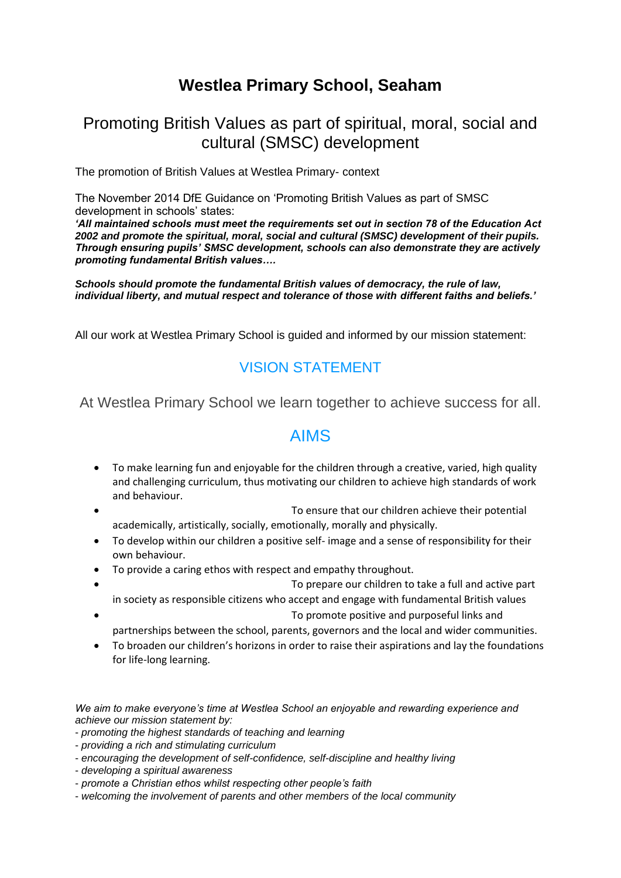# Westlea Primary School, Seaham

## Promoting British Values as part of spiritual, moral, social and cultural (SMSC) development

The promotion of British Values at Westlea Primary- context

The November 2014 DfE Guidance on 'Promoting British Values as part of SMSC development in schools' states:

***'All maintained schools must meet the requirements set out in section 78 of the Education Act 2002 and promote the spiritual, moral, social and cultural (SMSC) development of their pupils. Through ensuring pupils' SMSC development, schools can also demonstrate they are actively promoting fundamental British values….***

***Schools should promote the fundamental British values of democracy, the rule of law, individual liberty, and mutual respect and tolerance of those with different faiths and beliefs.'***

All our work at Westlea Primary School is guided and informed by our mission statement:

## VISION STATEMENT

At Westlea Primary School we learn together to achieve success for all.

## AIMS

- To make learning fun and enjoyable for the children through a creative, varied, high quality and challenging curriculum, thus motivating our children to achieve high standards of work and behaviour.
- To ensure that our children achieve their potential academically, artistically, socially, emotionally, morally and physically.
- To develop within our children a positive self- image and a sense of responsibility for their own behaviour.
- To provide a caring ethos with respect and empathy throughout.
- To prepare our children to take a full and active part in society as responsible citizens who accept and engage with fundamental British values
- To promote positive and purposeful links and partnerships between the school, parents, governors and the local and wider communities.
- To broaden our children's horizons in order to raise their aspirations and lay the foundations for life-long learning.

*We aim to make everyone's time at Westlea School an enjoyable and rewarding experience and achieve our mission statement by:*

*- promoting the highest standards of teaching and learning*
*- providing a rich and stimulating curriculum*
*- encouraging the development of self-confidence, self-discipline and healthy living*
*- developing a spiritual awareness*
*- promote a Christian ethos whilst respecting other people's faith*
*- welcoming the involvement of parents and other members of the local community*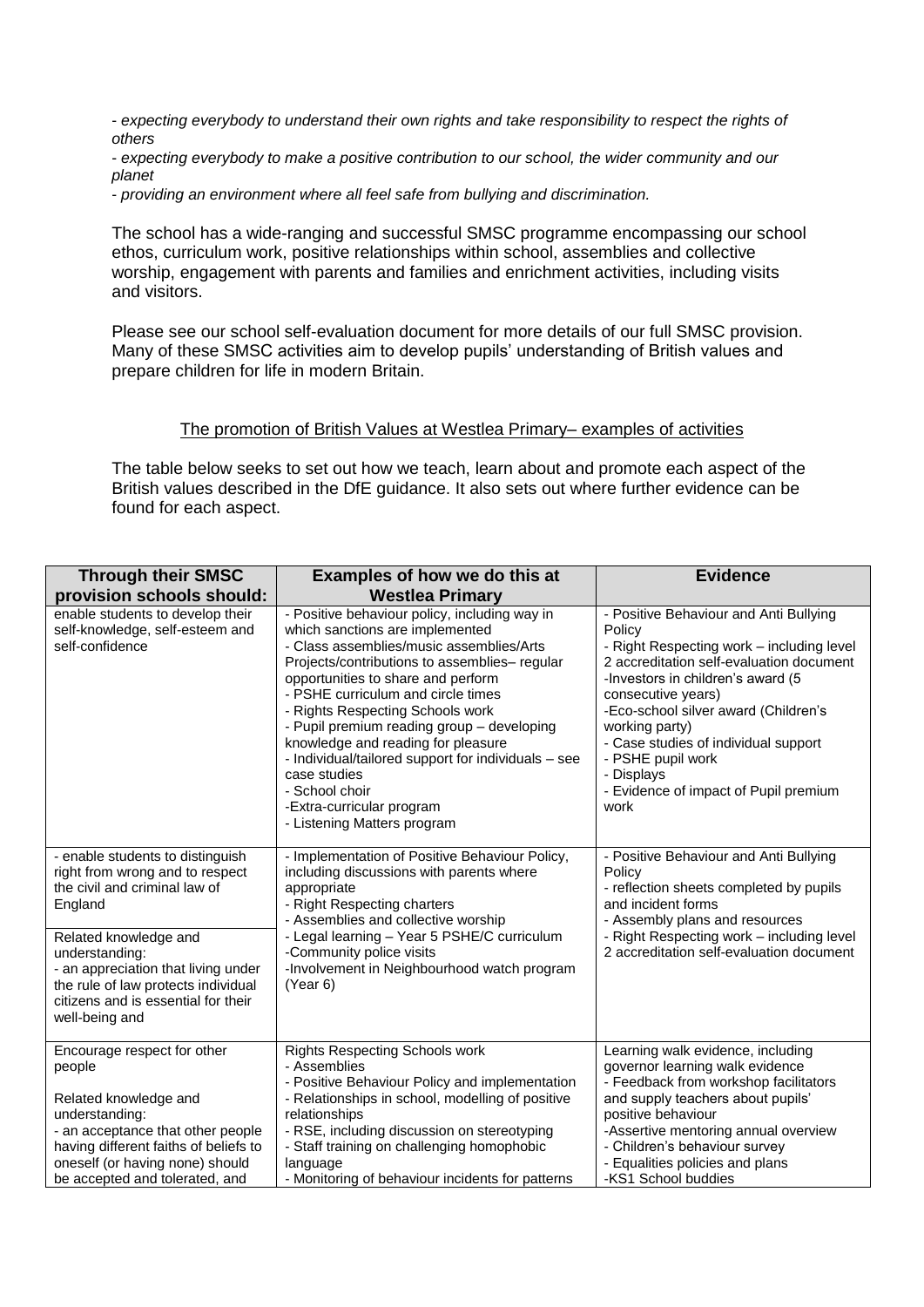*- expecting everybody to understand their own rights and take responsibility to respect the rights of others*

*- expecting everybody to make a positive contribution to our school, the wider community and our planet*

*- providing an environment where all feel safe from bullying and discrimination.*

The school has a wide-ranging and successful SMSC programme encompassing our school ethos, curriculum work, positive relationships within school, assemblies and collective worship, engagement with parents and families and enrichment activities, including visits and visitors.

Please see our school self-evaluation document for more details of our full SMSC provision. Many of these SMSC activities aim to develop pupils' understanding of British values and prepare children for life in modern Britain.

<u>The promotion of British Values at Westlea Primary– examples of activities</u>

The table below seeks to set out how we teach, learn about and promote each aspect of the British values described in the DfE guidance. It also sets out where further evidence can be found for each aspect.

| **Through their SMSC provision schools should:** | **Examples of how we do this at Westlea Primary** | **Evidence** |
|---|---|---|
| enable students to develop their self-knowledge, self-esteem and self-confidence | - Positive behaviour policy, including way in which sanctions are implemented<br>- Class assemblies/music assemblies/Arts Projects/contributions to assemblies– regular opportunities to share and perform<br>- PSHE curriculum and circle times<br>- Rights Respecting Schools work<br>- Pupil premium reading group – developing knowledge and reading for pleasure<br>- Individual/tailored support for individuals – see case studies<br>- School choir<br>-Extra-curricular program<br>- Listening Matters program | - Positive Behaviour and Anti Bullying Policy<br>- Right Respecting work – including level 2 accreditation self-evaluation document<br>-Investors in children's award (5 consecutive years)<br>-Eco-school silver award (Children's working party)<br>- Case studies of individual support<br>- PSHE pupil work<br>- Displays<br>- Evidence of impact of Pupil premium work |
| - enable students to distinguish right from wrong and to respect the civil and criminal law of England<br><br>Related knowledge and understanding:<br>- an appreciation that living under the rule of law protects individual citizens and is essential for their well-being and | - Implementation of Positive Behaviour Policy, including discussions with parents where appropriate<br>- Right Respecting charters<br>- Assemblies and collective worship<br>- Legal learning – Year 5 PSHE/C curriculum<br>-Community police visits<br>-Involvement in Neighbourhood watch program (Year 6) | - Positive Behaviour and Anti Bullying Policy<br>- reflection sheets completed by pupils and incident forms<br>- Assembly plans and resources<br>- Right Respecting work – including level 2 accreditation self-evaluation document |
| Encourage respect for other people<br><br>Related knowledge and understanding:<br>- an acceptance that other people having different faiths of beliefs to oneself (or having none) should be accepted and tolerated, and | Rights Respecting Schools work<br>- Assemblies<br>- Positive Behaviour Policy and implementation<br>- Relationships in school, modelling of positive relationships<br>- RSE, including discussion on stereotyping<br>- Staff training on challenging homophobic language<br>- Monitoring of behaviour incidents for patterns | Learning walk evidence, including governor learning walk evidence<br>- Feedback from workshop facilitators and supply teachers about pupils' positive behaviour<br>-Assertive mentoring annual overview<br>- Children's behaviour survey<br>- Equalities policies and plans<br>-KS1 School buddies |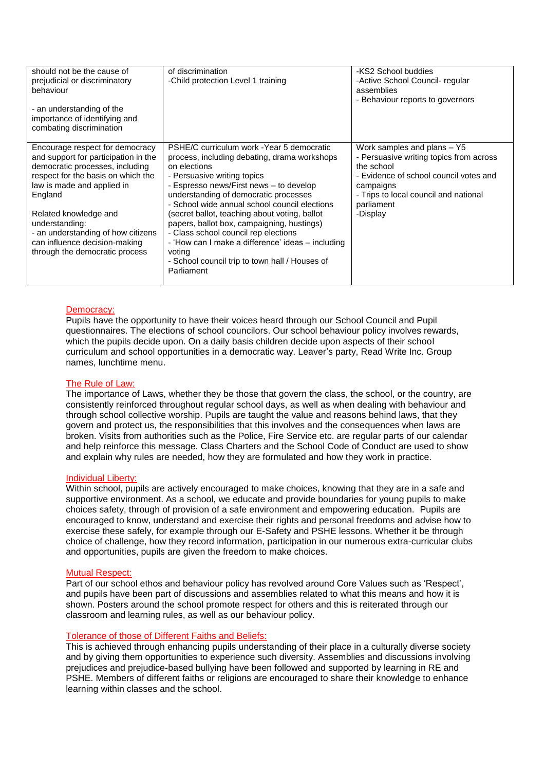| | | |
|---|---|---|
| should not be the cause of prejudicial or discriminatory behaviour<br><br>- an understanding of the importance of identifying and combating discrimination | of discrimination<br>-Child protection Level 1 training | -KS2 School buddies<br>-Active School Council- regular assemblies<br>- Behaviour reports to governors |
| Encourage respect for democracy and support for participation in the democratic processes, including respect for the basis on which the law is made and applied in England<br><br>Related knowledge and understanding:<br>- an understanding of how citizens can influence decision-making through the democratic process | PSHE/C curriculum work -Year 5 democratic process, including debating, drama workshops on elections<br>- Persuasive writing topics<br>- Espresso news/First news – to develop understanding of democratic processes<br>- School wide annual school council elections (secret ballot, teaching about voting, ballot papers, ballot box, campaigning, hustings)<br>- Class school council rep elections<br>- 'How can I make a difference' ideas – including voting<br>- School council trip to town hall / Houses of Parliament | Work samples and plans – Y5<br>- Persuasive writing topics from across the school<br>- Evidence of school council votes and campaigns<br>- Trips to local council and national parliament<br>-Display |

Democracy:

Pupils have the opportunity to have their voices heard through our School Council and Pupil questionnaires. The elections of school councilors. Our school behaviour policy involves rewards, which the pupils decide upon. On a daily basis children decide upon aspects of their school curriculum and school opportunities in a democratic way. Leaver's party, Read Write Inc. Group names, lunchtime menu.

The Rule of Law:

The importance of Laws, whether they be those that govern the class, the school, or the country, are consistently reinforced throughout regular school days, as well as when dealing with behaviour and through school collective worship. Pupils are taught the value and reasons behind laws, that they govern and protect us, the responsibilities that this involves and the consequences when laws are broken. Visits from authorities such as the Police, Fire Service etc. are regular parts of our calendar and help reinforce this message. Class Charters and the School Code of Conduct are used to show and explain why rules are needed, how they are formulated and how they work in practice.

Individual Liberty:

Within school, pupils are actively encouraged to make choices, knowing that they are in a safe and supportive environment. As a school, we educate and provide boundaries for young pupils to make choices safety, through of provision of a safe environment and empowering education. Pupils are encouraged to know, understand and exercise their rights and personal freedoms and advise how to exercise these safely, for example through our E-Safety and PSHE lessons. Whether it be through choice of challenge, how they record information, participation in our numerous extra-curricular clubs and opportunities, pupils are given the freedom to make choices.

Mutual Respect:

Part of our school ethos and behaviour policy has revolved around Core Values such as 'Respect', and pupils have been part of discussions and assemblies related to what this means and how it is shown. Posters around the school promote respect for others and this is reiterated through our classroom and learning rules, as well as our behaviour policy.

Tolerance of those of Different Faiths and Beliefs:

This is achieved through enhancing pupils understanding of their place in a culturally diverse society and by giving them opportunities to experience such diversity. Assemblies and discussions involving prejudices and prejudice-based bullying have been followed and supported by learning in RE and PSHE. Members of different faiths or religions are encouraged to share their knowledge to enhance learning within classes and the school.